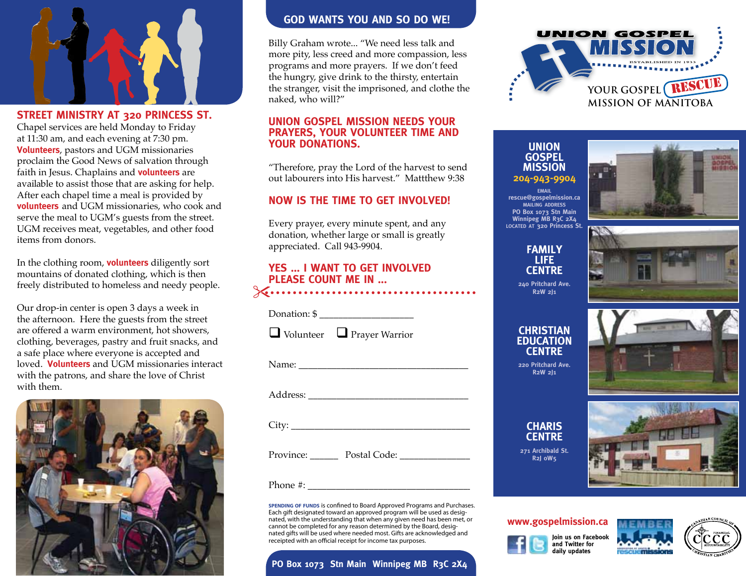## STREET MINISTRY AT 320 PRINCESS ST.

Chapel services are held Monday to Friday at 11:30 am, and each evening at 7:30 pm. **Volunteers**, pastors and UGM missionaries proclaim the Good News of salvation through faith in Jesus. Chaplains and **volunteers** are available to assist those that are asking for help. After each chapel time a meal is provided by **volunteers** and UGM missionaries, who cook and serve the meal to UGM's guests from the street. UGM receives meat, vegetables, and other food items from donors.

In the clothing room, **volunteers** diligently sort mountains of donated clothing, which is then freely distributed to homeless and needy people.

Our drop-in center is open 3 days a week in the afternoon. Here the guests from the street are offered a warm environment, hot showers, clothing, beverages, pastry and fruit snacks, and a safe place where everyone is accepted and loved. **Volunteers** and UGM missionaries interact with the patrons, and share the love of Christ with them.

## GOD WANTS YOU AND SO DO WE!

Billy Graham wrote... "We need less talk and more pity, less creed and more compassion, less programs and more prayers. If we don't feed the hungry, give drink to the thirsty, entertain the stranger, visit the imprisoned, and clothe the naked, who will?"

## UNION GOSPEL MISSION NEEDS YOUR PRAYERS, YOUR VOLUNTEER TIME AND YOUR DONATIONS.

"Therefore, pray the Lord of the harvest to send out labourers into His harvest." Matthew 9:38

## NOW IS THE TIME TO GET INVOLVED!

Every prayer, every minute spent, and any donation, whether large or small is greatly appreciated. Call 943-9904.

## YES ... I WANT TO GET INVOLVED PLEASE COUNT ME IN ...

Donation: $ ___________________

❑ Volunteer ❑ Prayer Warrior

Name: ___________________________________

Address: _________________________________

City: ____________________________________

Province: ______ Postal Code: ______________

Phone #: _________________________________

**SPENDING OF FUNDS** is confined to Board Approved Programs and Purchases. Each gift designated toward an approved program will be used as designated, with the understanding that when any given need has been met, or cannot be completed for any reason determined by the Board, designated gifts will be used where needed most. Gifts are acknowledged and receipted with an official receipt for income tax purposes.

**PO Box 1073 Stn Main Winnipeg MB R3C 2X4**

# UNION GOSPEL MISSION

ESTABLISHED IN 1933

YOUR GOSPEL RESCUE MISSION OF MANITOBA

### UNION GOSPEL MISSION

**204-943-9904**

EMAIL
rescue@gospelmission.ca
MAILING ADDRESS
PO Box 1073 Stn Main
Winnipeg MB R3C 2X4
LOCATED AT 320 Princess St.

### FAMILY LIFE CENTRE

240 Pritchard Ave.
R2W 2J1

### CHRISTIAN EDUCATION CENTRE

220 Pritchard Ave.
R2W 2J1

### CHARIS CENTRE

271 Archibald St.
R2J 0W5

**www.gospelmission.ca**

Join us on Facebook and Twitter for daily updates

MEMBER Association of Gospel Rescue Missions

Canadian Council of Christian Charities — Financial Accountability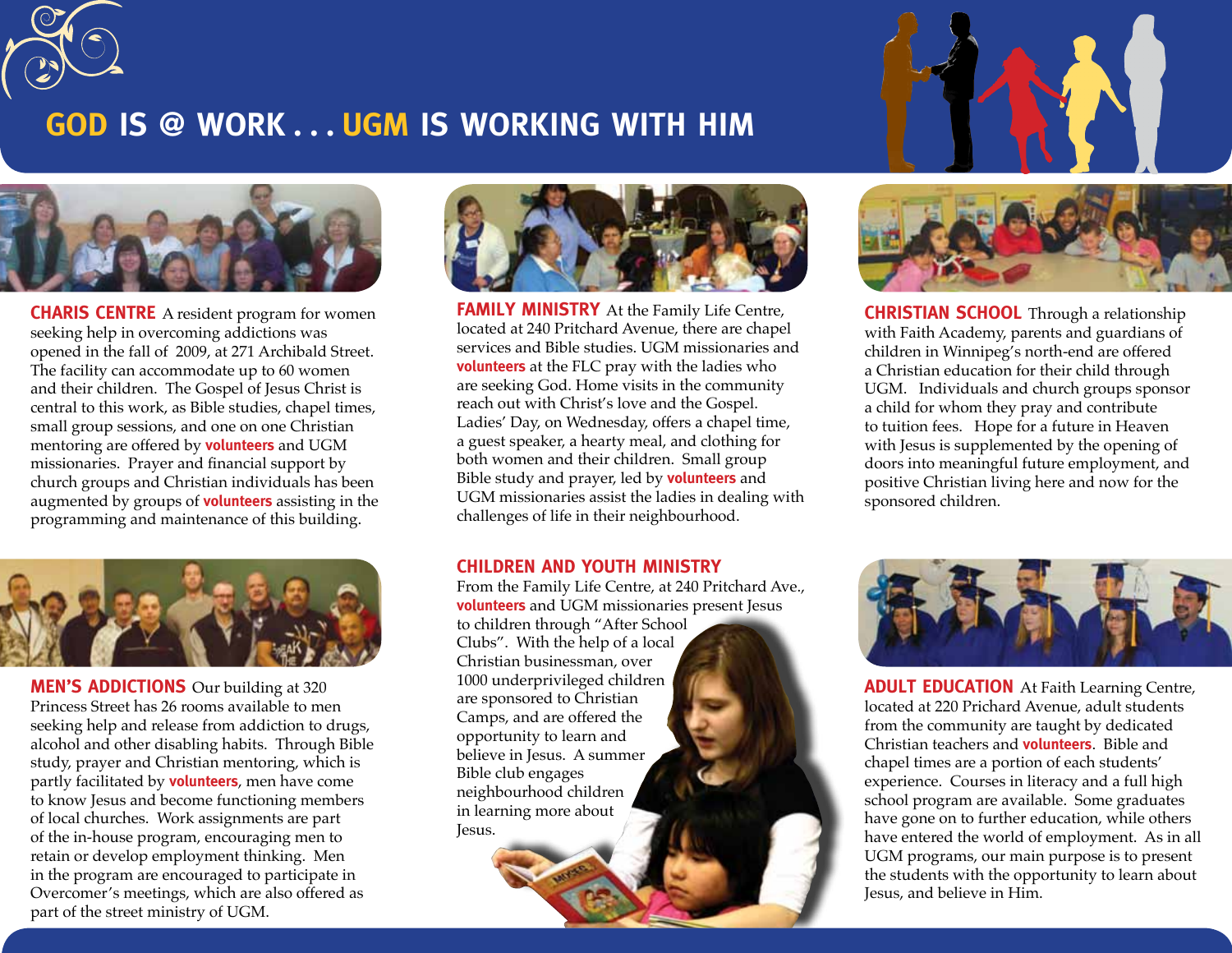# GOD IS @ WORK . . . UGM IS WORKING WITH HIM

**CHARIS CENTRE** A resident program for women seeking help in overcoming addictions was opened in the fall of 2009, at 271 Archibald Street. The facility can accommodate up to 60 women and their children. The Gospel of Jesus Christ is central to this work, as Bible studies, chapel times, small group sessions, and one on one Christian mentoring are offered by **volunteers** and UGM missionaries. Prayer and financial support by church groups and Christian individuals has been augmented by groups of **volunteers** assisting in the programming and maintenance of this building.

**MEN'S ADDICTIONS** Our building at 320 Princess Street has 26 rooms available to men seeking help and release from addiction to drugs, alcohol and other disabling habits. Through Bible study, prayer and Christian mentoring, which is partly facilitated by **volunteers**, men have come to know Jesus and become functioning members of local churches. Work assignments are part of the in-house program, encouraging men to retain or develop employment thinking. Men in the program are encouraged to participate in Overcomer's meetings, which are also offered as part of the street ministry of UGM.

**FAMILY MINISTRY** At the Family Life Centre, located at 240 Pritchard Avenue, there are chapel services and Bible studies. UGM missionaries and **volunteers** at the FLC pray with the ladies who are seeking God. Home visits in the community reach out with Christ's love and the Gospel. Ladies' Day, on Wednesday, offers a chapel time, a guest speaker, a hearty meal, and clothing for both women and their children. Small group Bible study and prayer, led by **volunteers** and UGM missionaries assist the ladies in dealing with challenges of life in their neighbourhood.

**CHILDREN AND YOUTH MINISTRY**
From the Family Life Centre, at 240 Pritchard Ave., **volunteers** and UGM missionaries present Jesus to children through "After School Clubs". With the help of a local Christian businessman, over 1000 underprivileged children are sponsored to Christian Camps, and are offered the opportunity to learn and believe in Jesus. A summer Bible club engages neighbourhood children in learning more about Jesus.

**CHRISTIAN SCHOOL** Through a relationship with Faith Academy, parents and guardians of children in Winnipeg's north-end are offered a Christian education for their child through UGM. Individuals and church groups sponsor a child for whom they pray and contribute to tuition fees. Hope for a future in Heaven with Jesus is supplemented by the opening of doors into meaningful future employment, and positive Christian living here and now for the sponsored children.

**ADULT EDUCATION** At Faith Learning Centre, located at 220 Prichard Avenue, adult students from the community are taught by dedicated Christian teachers and **volunteers**. Bible and chapel times are a portion of each students' experience. Courses in literacy and a full high school program are available. Some graduates have gone on to further education, while others have entered the world of employment. As in all UGM programs, our main purpose is to present the students with the opportunity to learn about Jesus, and believe in Him.